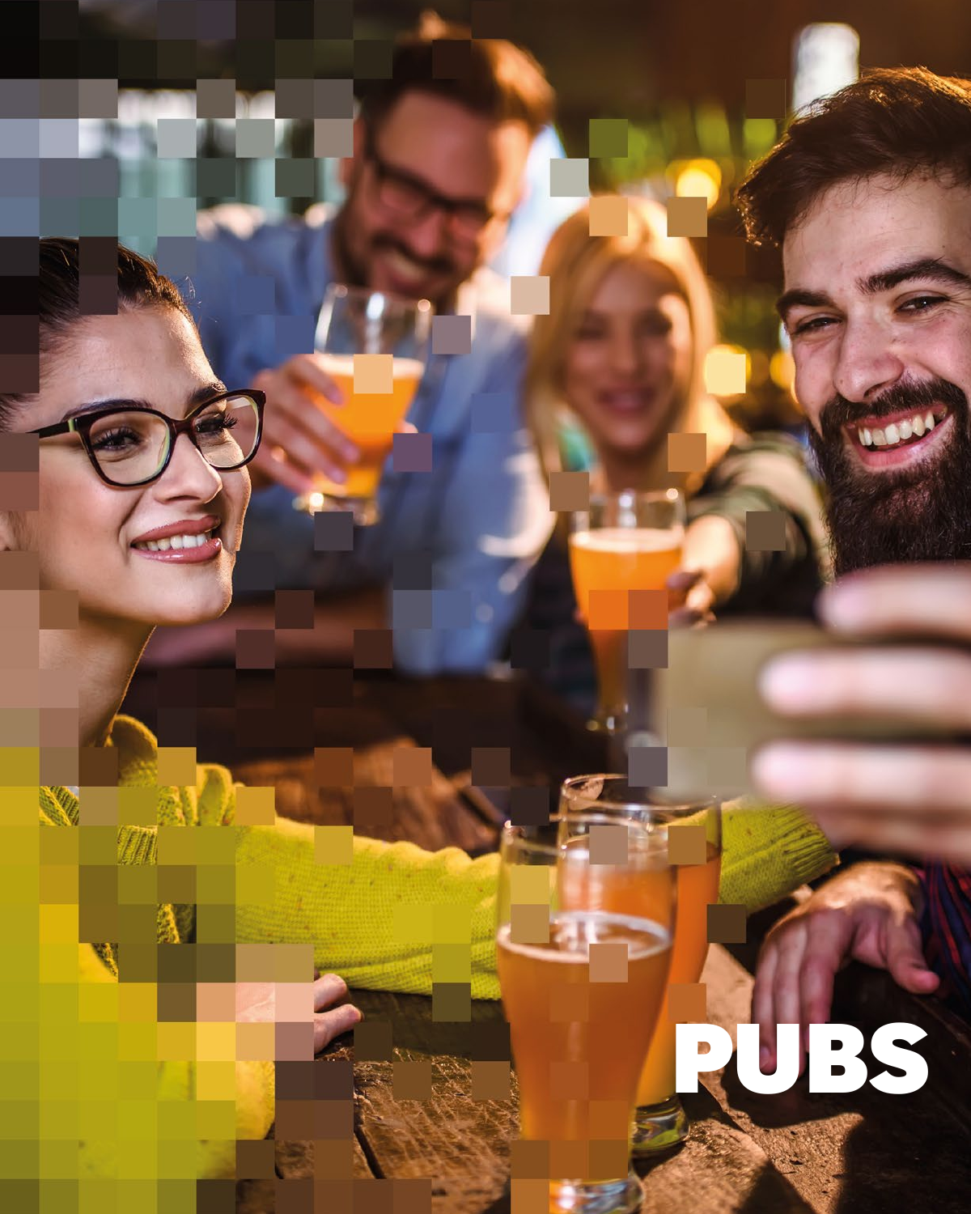# PUBS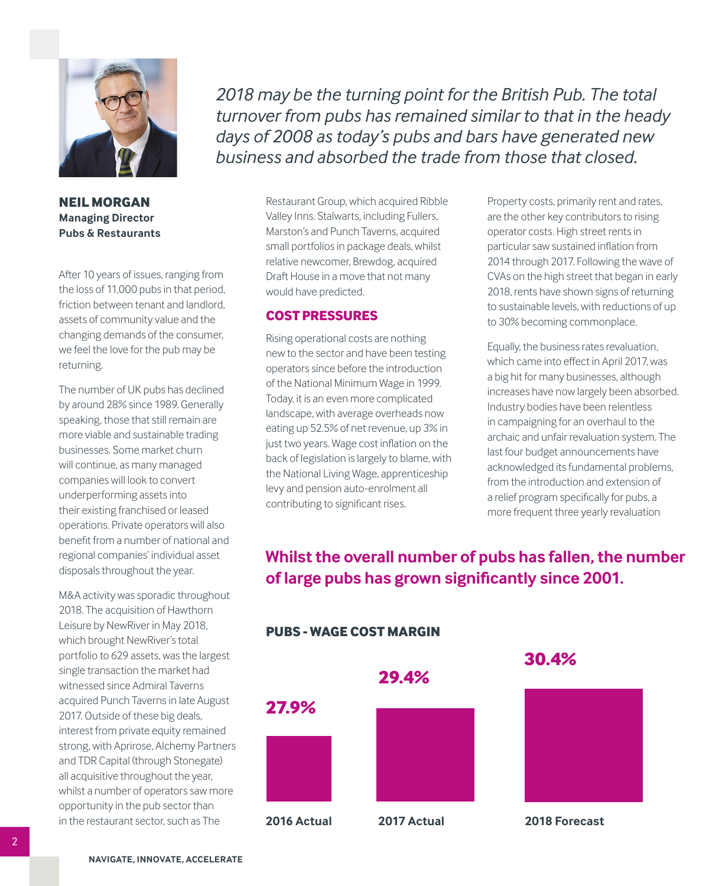*2018 may be the turning point for the British Pub. The total turnover from pubs has remained similar to that in the heady days of 2008 as today's pubs and bars have generated new business and absorbed the trade from those that closed.*

**NEIL MORGAN**
**Managing Director**
**Pubs & Restaurants**

After 10 years of issues, ranging from the loss of 11,000 pubs in that period, friction between tenant and landlord, assets of community value and the changing demands of the consumer, we feel the love for the pub may be returning.

The number of UK pubs has declined by around 28% since 1989. Generally speaking, those that still remain are more viable and sustainable trading businesses. Some market churn will continue, as many managed companies will look to convert underperforming assets into their existing franchised or leased operations. Private operators will also benefit from a number of national and regional companies' individual asset disposals throughout the year.

M&A activity was sporadic throughout 2018. The acquisition of Hawthorn Leisure by NewRiver in May 2018, which brought NewRiver's total portfolio to 629 assets, was the largest single transaction the market had witnessed since Admiral Taverns acquired Punch Taverns in late August 2017. Outside of these big deals, interest from private equity remained strong, with Aprirose, Alchemy Partners and TDR Capital (through Stonegate) all acquisitive throughout the year, whilst a number of operators saw more opportunity in the pub sector than in the restaurant sector, such as The Restaurant Group, which acquired Ribble Valley Inns. Stalwarts, including Fullers, Marston's and Punch Taverns, acquired small portfolios in package deals, whilst relative newcomer, Brewdog, acquired Draft House in a move that not many would have predicted.

## COST PRESSURES

Rising operational costs are nothing new to the sector and have been testing operators since before the introduction of the National Minimum Wage in 1999. Today, it is an even more complicated landscape, with average overheads now eating up 52.5% of net revenue, up 3% in just two years. Wage cost inflation on the back of legislation is largely to blame, with the National Living Wage, apprenticeship levy and pension auto-enrolment all contributing to significant rises.

Property costs, primarily rent and rates, are the other key contributors to rising operator costs. High street rents in particular saw sustained inflation from 2014 through 2017. Following the wave of CVAs on the high street that began in early 2018, rents have shown signs of returning to sustainable levels, with reductions of up to 30% becoming commonplace.

Equally, the business rates revaluation, which came into effect in April 2017, was a big hit for many businesses, although increases have now largely been absorbed. Industry bodies have been relentless in campaigning for an overhaul to the archaic and unfair revaluation system. The last four budget announcements have acknowledged its fundamental problems, from the introduction and extension of a relief program specifically for pubs, a more frequent three yearly revaluation

**Whilst the overall number of pubs has fallen, the number of large pubs has grown significantly since 2001.**

**PUBS - WAGE COST MARGIN**

| 2016 Actual | 2017 Actual | 2018 Forecast |
|---|---|---|
| 27.9% | 29.4% | 30.4% |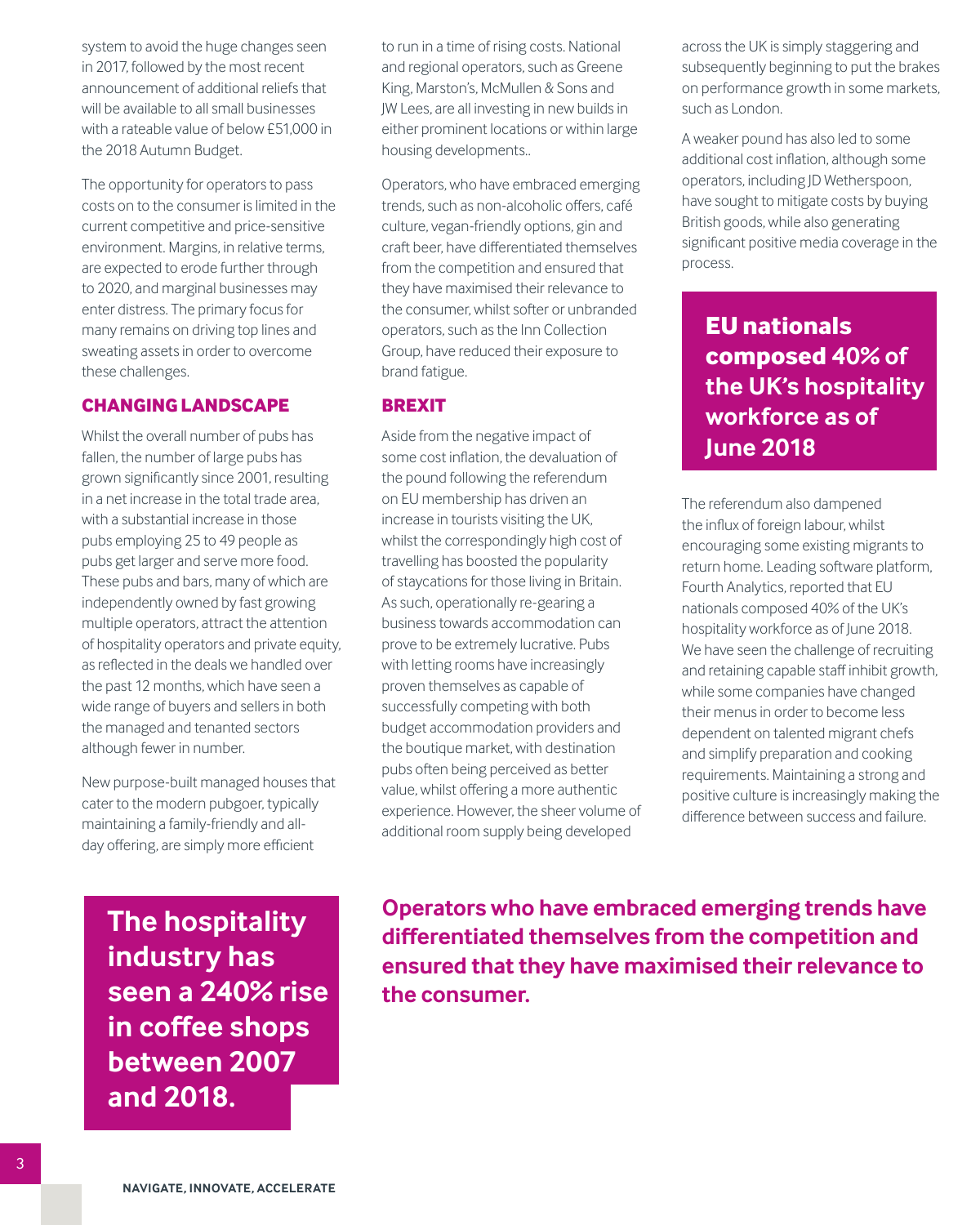system to avoid the huge changes seen in 2017, followed by the most recent announcement of additional reliefs that will be available to all small businesses with a rateable value of below £51,000 in the 2018 Autumn Budget.

The opportunity for operators to pass costs on to the consumer is limited in the current competitive and price-sensitive environment. Margins, in relative terms, are expected to erode further through to 2020, and marginal businesses may enter distress. The primary focus for many remains on driving top lines and sweating assets in order to overcome these challenges.

## CHANGING LANDSCAPE

Whilst the overall number of pubs has fallen, the number of large pubs has grown significantly since 2001, resulting in a net increase in the total trade area, with a substantial increase in those pubs employing 25 to 49 people as pubs get larger and serve more food. These pubs and bars, many of which are independently owned by fast growing multiple operators, attract the attention of hospitality operators and private equity, as reflected in the deals we handled over the past 12 months, which have seen a wide range of buyers and sellers in both the managed and tenanted sectors although fewer in number.

New purpose-built managed houses that cater to the modern pubgoer, typically maintaining a family-friendly and all-day offering, are simply more efficient to run in a time of rising costs. National and regional operators, such as Greene King, Marston's, McMullen & Sons and JW Lees, are all investing in new builds in either prominent locations or within large housing developments..

Operators, who have embraced emerging trends, such as non-alcoholic offers, café culture, vegan-friendly options, gin and craft beer, have differentiated themselves from the competition and ensured that they have maximised their relevance to the consumer, whilst softer or unbranded operators, such as the Inn Collection Group, have reduced their exposure to brand fatigue.

## BREXIT

Aside from the negative impact of some cost inflation, the devaluation of the pound following the referendum on EU membership has driven an increase in tourists visiting the UK, whilst the correspondingly high cost of travelling has boosted the popularity of staycations for those living in Britain. As such, operationally re-gearing a business towards accommodation can prove to be extremely lucrative. Pubs with letting rooms have increasingly proven themselves as capable of successfully competing with both budget accommodation providers and the boutique market, with destination pubs often being perceived as better value, whilst offering a more authentic experience. However, the sheer volume of additional room supply being developed across the UK is simply staggering and subsequently beginning to put the brakes on performance growth in some markets, such as London.

A weaker pound has also led to some additional cost inflation, although some operators, including JD Wetherspoon, have sought to mitigate costs by buying British goods, while also generating significant positive media coverage in the process.

**EU nationals composed 40% of the UK's hospitality workforce as of June 2018**

The referendum also dampened the influx of foreign labour, whilst encouraging some existing migrants to return home. Leading software platform, Fourth Analytics, reported that EU nationals composed 40% of the UK's hospitality workforce as of June 2018. We have seen the challenge of recruiting and retaining capable staff inhibit growth, while some companies have changed their menus in order to become less dependent on talented migrant chefs and simplify preparation and cooking requirements. Maintaining a strong and positive culture is increasingly making the difference between success and failure.

**The hospitality industry has seen a 240% rise in coffee shops between 2007 and 2018.**

**Operators who have embraced emerging trends have differentiated themselves from the competition and ensured that they have maximised their relevance to the consumer.**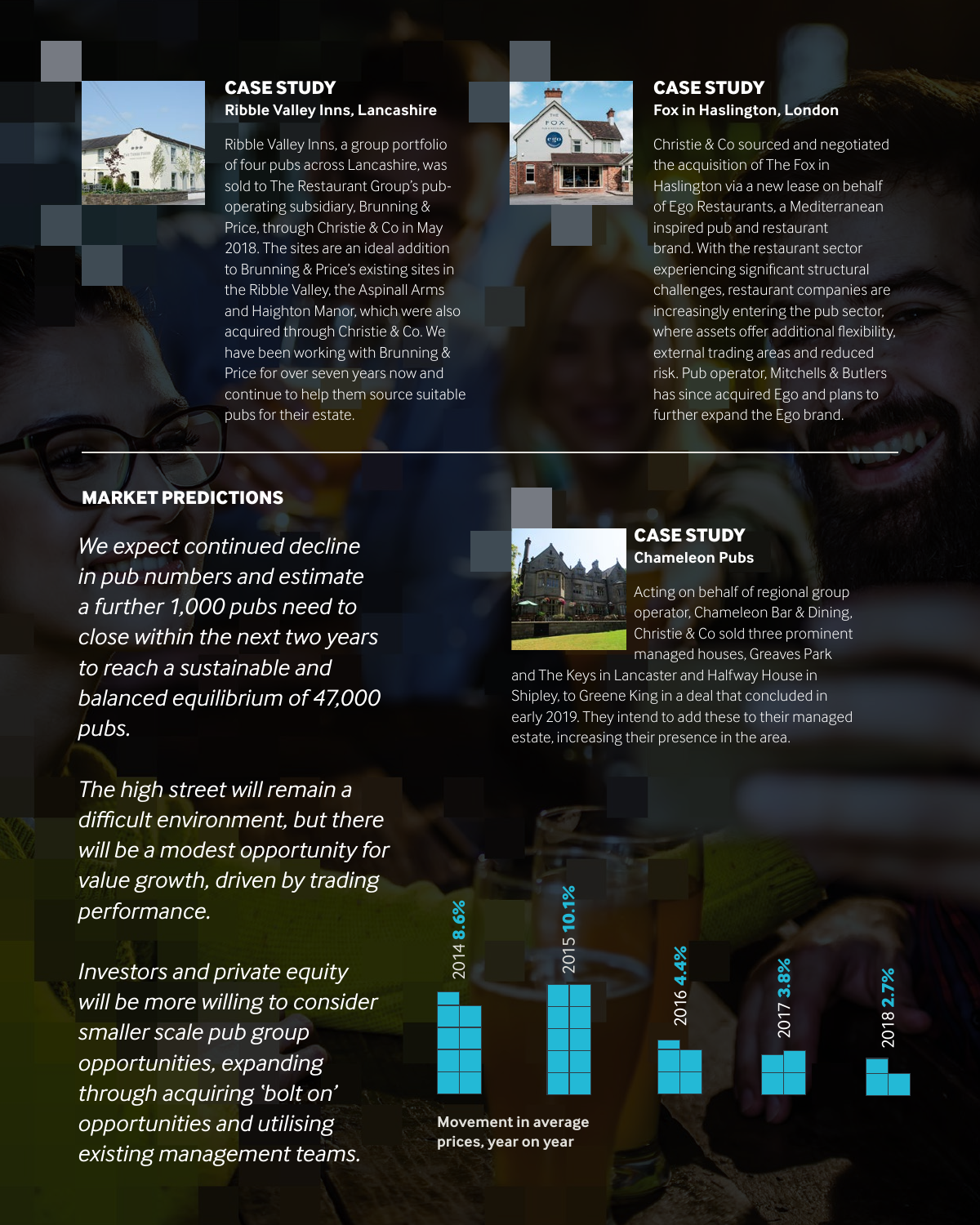## CASE STUDY
**Ribble Valley Inns, Lancashire**

Ribble Valley Inns, a group portfolio of four pubs across Lancashire, was sold to The Restaurant Group's pub-operating subsidiary, Brunning & Price, through Christie & Co in May 2018. The sites are an ideal addition to Brunning & Price's existing sites in the Ribble Valley, the Aspinall Arms and Haighton Manor, which were also acquired through Christie & Co. We have been working with Brunning & Price for over seven years now and continue to help them source suitable pubs for their estate.

## CASE STUDY
**Fox in Haslington, London**

Christie & Co sourced and negotiated the acquisition of The Fox in Haslington via a new lease on behalf of Ego Restaurants, a Mediterranean inspired pub and restaurant brand. With the restaurant sector experiencing significant structural challenges, restaurant companies are increasingly entering the pub sector, where assets offer additional flexibility, external trading areas and reduced risk. Pub operator, Mitchells & Butlers has since acquired Ego and plans to further expand the Ego brand.

---

## MARKET PREDICTIONS

*We expect continued decline in pub numbers and estimate a further 1,000 pubs need to close within the next two years to reach a sustainable and balanced equilibrium of 47,000 pubs.*

*The high street will remain a difficult environment, but there will be a modest opportunity for value growth, driven by trading performance.*

*Investors and private equity will be more willing to consider smaller scale pub group opportunities, expanding through acquiring 'bolt on' opportunities and utilising existing management teams.*

## CASE STUDY
**Chameleon Pubs**

Acting on behalf of regional group operator, Chameleon Bar & Dining, Christie & Co sold three prominent managed houses, Greaves Park and The Keys in Lancaster and Halfway House in Shipley, to Greene King in a deal that concluded in early 2019. They intend to add these to their managed estate, increasing their presence in the area.

2014 **8.6%**
2015 **10.1%**
2016 **4.4%**
2017 **3.8%**
2018 **2.7%**

**Movement in average prices, year on year**